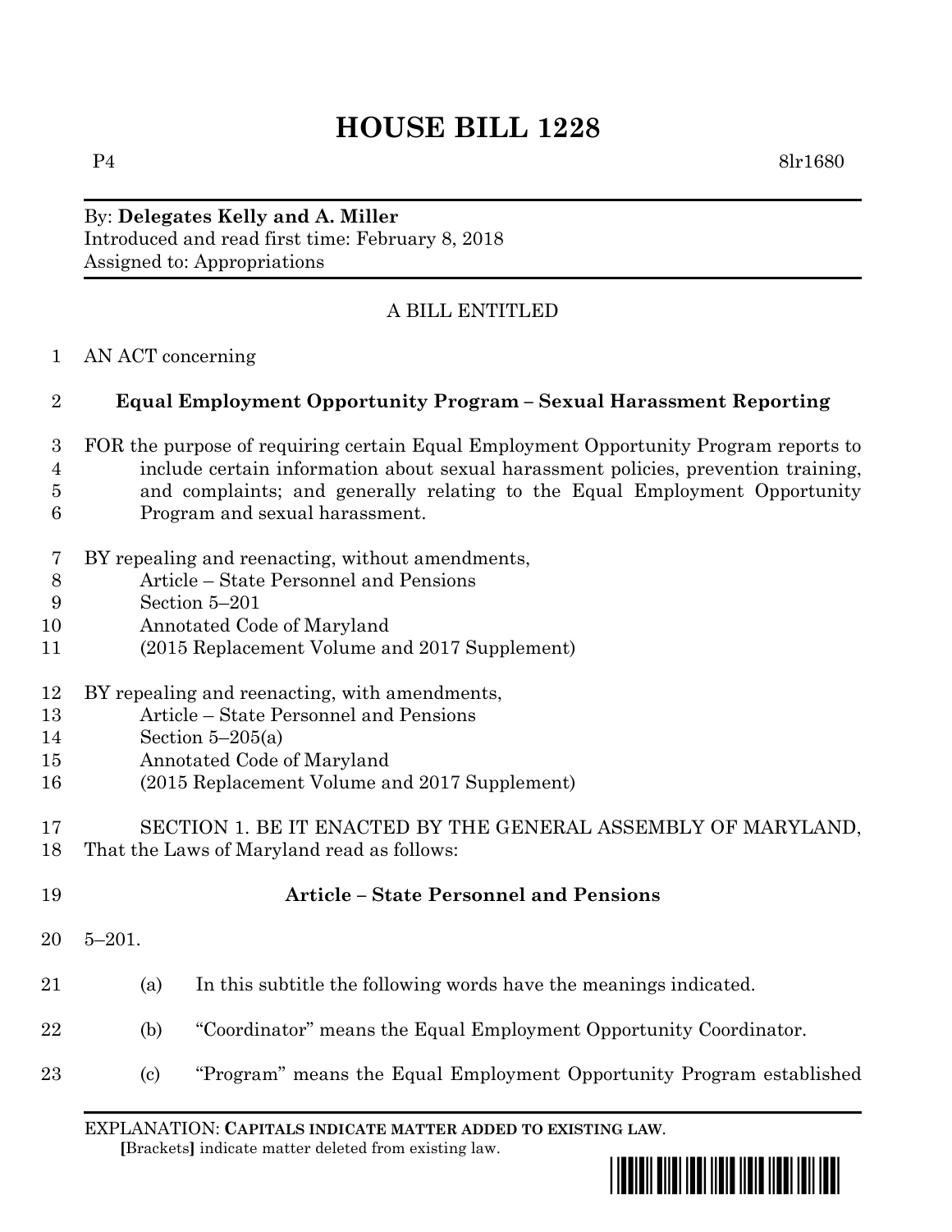# HOUSE BILL 1228

P4 8lr1680

By: **Delegates Kelly and A. Miller**
Introduced and read first time: February 8, 2018
Assigned to: Appropriations

A BILL ENTITLED

1 AN ACT concerning

2 **Equal Employment Opportunity Program – Sexual Harassment Reporting**

3 FOR the purpose of requiring certain Equal Employment Opportunity Program reports to
4 include certain information about sexual harassment policies, prevention training,
5 and complaints; and generally relating to the Equal Employment Opportunity
6 Program and sexual harassment.

7 BY repealing and reenacting, without amendments,
8 Article – State Personnel and Pensions
9 Section 5–201
10 Annotated Code of Maryland
11 (2015 Replacement Volume and 2017 Supplement)

12 BY repealing and reenacting, with amendments,
13 Article – State Personnel and Pensions
14 Section 5–205(a)
15 Annotated Code of Maryland
16 (2015 Replacement Volume and 2017 Supplement)

17 SECTION 1. BE IT ENACTED BY THE GENERAL ASSEMBLY OF MARYLAND,
18 That the Laws of Maryland read as follows:

19 **Article – State Personnel and Pensions**

20 5–201.

21 (a) In this subtitle the following words have the meanings indicated.

22 (b) "Coordinator" means the Equal Employment Opportunity Coordinator.

23 (c) "Program" means the Equal Employment Opportunity Program established

EXPLANATION: **CAPITALS INDICATE MATTER ADDED TO EXISTING LAW**.
**[**Brackets**]** indicate matter deleted from existing law.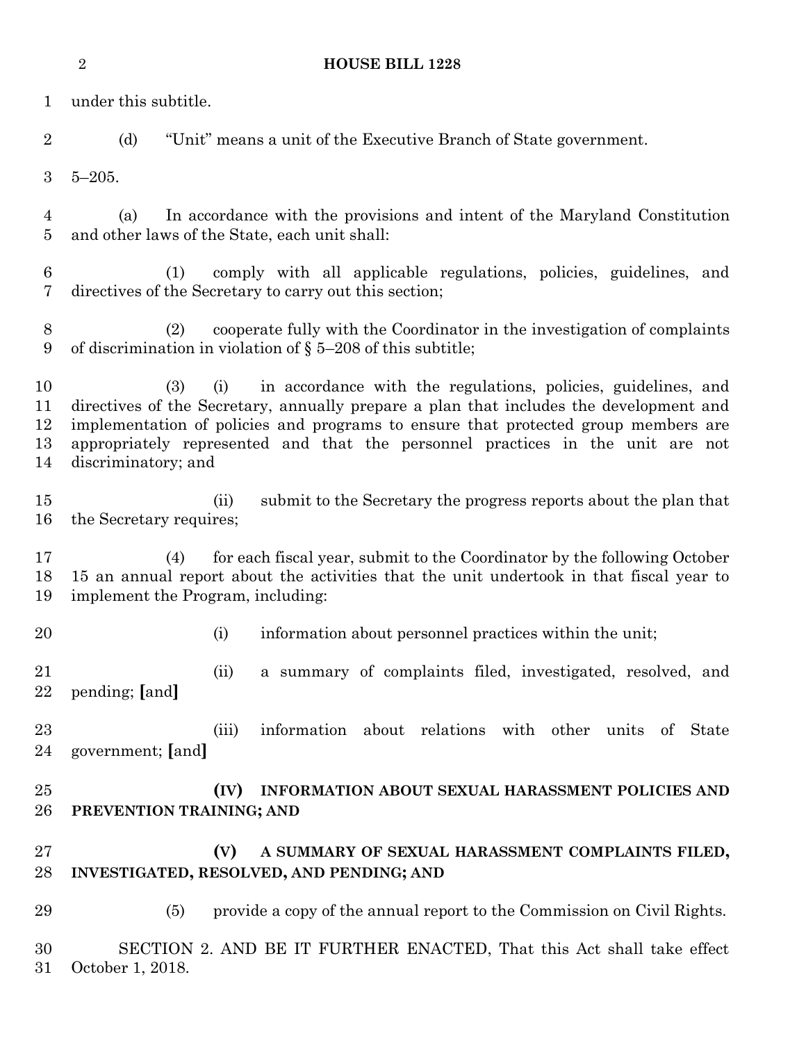under this subtitle.

(d) "Unit" means a unit of the Executive Branch of State government.

5–205.

(a) In accordance with the provisions and intent of the Maryland Constitution and other laws of the State, each unit shall:

(1) comply with all applicable regulations, policies, guidelines, and directives of the Secretary to carry out this section;

(2) cooperate fully with the Coordinator in the investigation of complaints of discrimination in violation of § 5–208 of this subtitle;

(3) (i) in accordance with the regulations, policies, guidelines, and directives of the Secretary, annually prepare a plan that includes the development and implementation of policies and programs to ensure that protected group members are appropriately represented and that the personnel practices in the unit are not discriminatory; and

(ii) submit to the Secretary the progress reports about the plan that the Secretary requires;

(4) for each fiscal year, submit to the Coordinator by the following October 15 an annual report about the activities that the unit undertook in that fiscal year to implement the Program, including:

(i) information about personnel practices within the unit;

(ii) a summary of complaints filed, investigated, resolved, and pending; **[**and**]**

(iii) information about relations with other units of State government; **[**and**]**

**(IV) INFORMATION ABOUT SEXUAL HARASSMENT POLICIES AND PREVENTION TRAINING; AND**

**(V) A SUMMARY OF SEXUAL HARASSMENT COMPLAINTS FILED, INVESTIGATED, RESOLVED, AND PENDING; AND**

(5) provide a copy of the annual report to the Commission on Civil Rights.

SECTION 2. AND BE IT FURTHER ENACTED, That this Act shall take effect October 1, 2018.